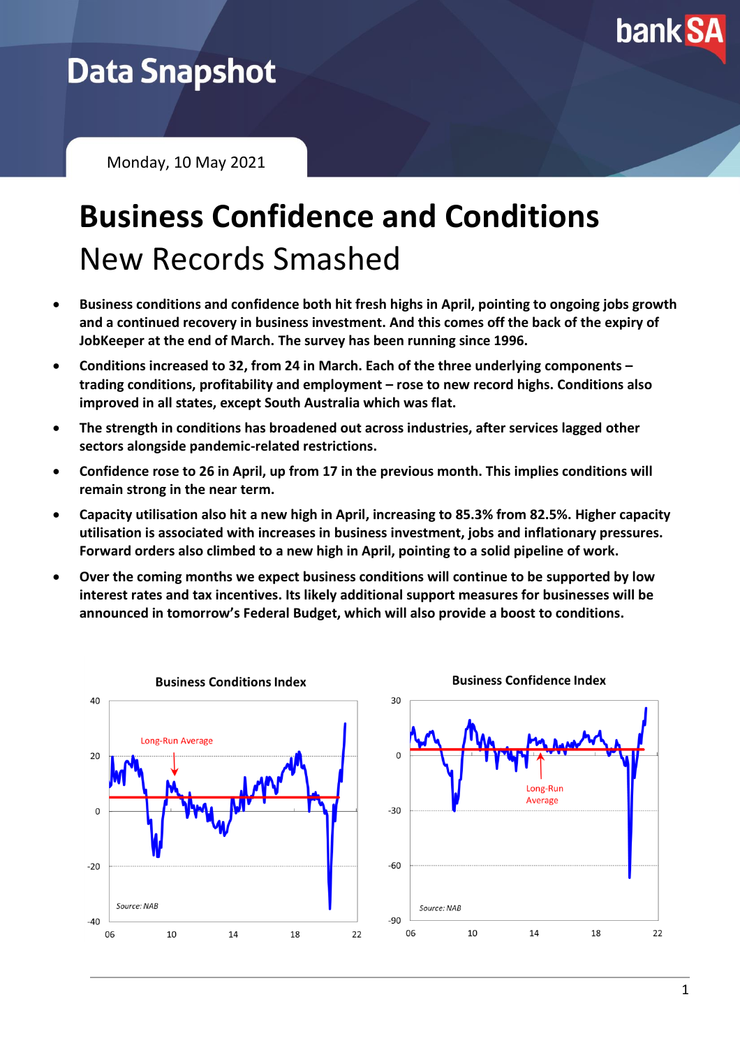Data Snapshot

Monday, 10 May 2021

# Business Confidence and Conditions

## New Records Smashed

- **Business conditions and confidence both hit fresh highs in April, pointing to ongoing jobs growth and a continued recovery in business investment. And this comes off the back of the expiry of JobKeeper at the end of March. The survey has been running since 1996.**
- **Conditions increased to 32, from 24 in March. Each of the three underlying components – trading conditions, profitability and employment – rose to new record highs. Conditions also improved in all states, except South Australia which was flat.**
- **The strength in conditions has broadened out across industries, after services lagged other sectors alongside pandemic-related restrictions.**
- **Confidence rose to 26 in April, up from 17 in the previous month. This implies conditions will remain strong in the near term.**
- **Capacity utilisation also hit a new high in April, increasing to 85.3% from 82.5%. Higher capacity utilisation is associated with increases in business investment, jobs and inflationary pressures. Forward orders also climbed to a new high in April, pointing to a solid pipeline of work.**
- **Over the coming months we expect business conditions will continue to be supported by low interest rates and tax incentives. Its likely additional support measures for businesses will be announced in tomorrow's Federal Budget, which will also provide a boost to conditions.**

**Business Conditions Index**

Long-Run Average

Source: NAB

**Business Confidence Index**

Long-Run Average

Source: NAB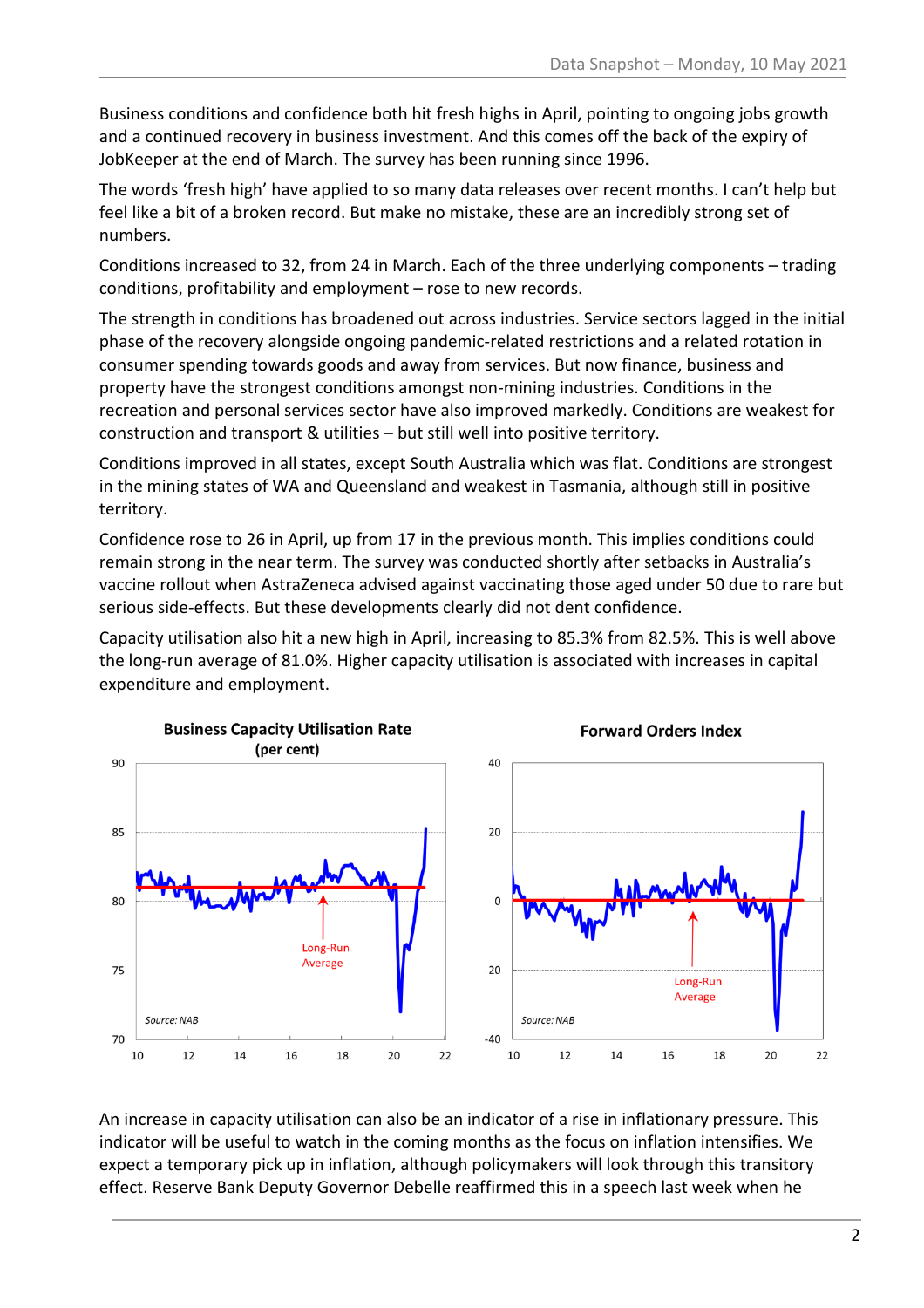Business conditions and confidence both hit fresh highs in April, pointing to ongoing jobs growth and a continued recovery in business investment. And this comes off the back of the expiry of JobKeeper at the end of March. The survey has been running since 1996.

The words 'fresh high' have applied to so many data releases over recent months. I can't help but feel like a bit of a broken record. But make no mistake, these are an incredibly strong set of numbers.

Conditions increased to 32, from 24 in March. Each of the three underlying components – trading conditions, profitability and employment – rose to new records.

The strength in conditions has broadened out across industries. Service sectors lagged in the initial phase of the recovery alongside ongoing pandemic-related restrictions and a related rotation in consumer spending towards goods and away from services. But now finance, business and property have the strongest conditions amongst non-mining industries. Conditions in the recreation and personal services sector have also improved markedly. Conditions are weakest for construction and transport & utilities – but still well into positive territory.

Conditions improved in all states, except South Australia which was flat. Conditions are strongest in the mining states of WA and Queensland and weakest in Tasmania, although still in positive territory.

Confidence rose to 26 in April, up from 17 in the previous month. This implies conditions could remain strong in the near term. The survey was conducted shortly after setbacks in Australia's vaccine rollout when AstraZeneca advised against vaccinating those aged under 50 due to rare but serious side-effects. But these developments clearly did not dent confidence.

Capacity utilisation also hit a new high in April, increasing to 85.3% from 82.5%. This is well above the long-run average of 81.0%. Higher capacity utilisation is associated with increases in capital expenditure and employment.

**Business Capacity Utilisation Rate (per cent)**

*Source: NAB*

**Forward Orders Index**

*Source: NAB*

An increase in capacity utilisation can also be an indicator of a rise in inflationary pressure. This indicator will be useful to watch in the coming months as the focus on inflation intensifies. We expect a temporary pick up in inflation, although policymakers will look through this transitory effect. Reserve Bank Deputy Governor Debelle reaffirmed this in a speech last week when he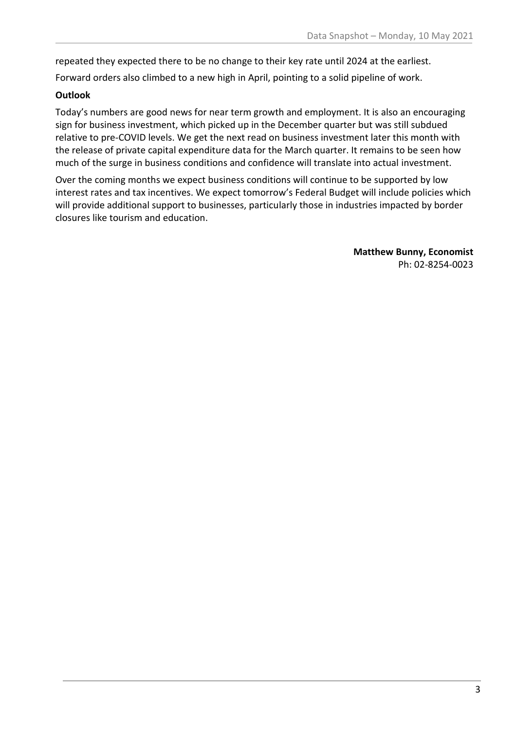repeated they expected there to be no change to their key rate until 2024 at the earliest.

Forward orders also climbed to a new high in April, pointing to a solid pipeline of work.

**Outlook**

Today's numbers are good news for near term growth and employment. It is also an encouraging sign for business investment, which picked up in the December quarter but was still subdued relative to pre-COVID levels. We get the next read on business investment later this month with the release of private capital expenditure data for the March quarter. It remains to be seen how much of the surge in business conditions and confidence will translate into actual investment.

Over the coming months we expect business conditions will continue to be supported by low interest rates and tax incentives. We expect tomorrow's Federal Budget will include policies which will provide additional support to businesses, particularly those in industries impacted by border closures like tourism and education.

**Matthew Bunny, Economist**
Ph: 02-8254-0023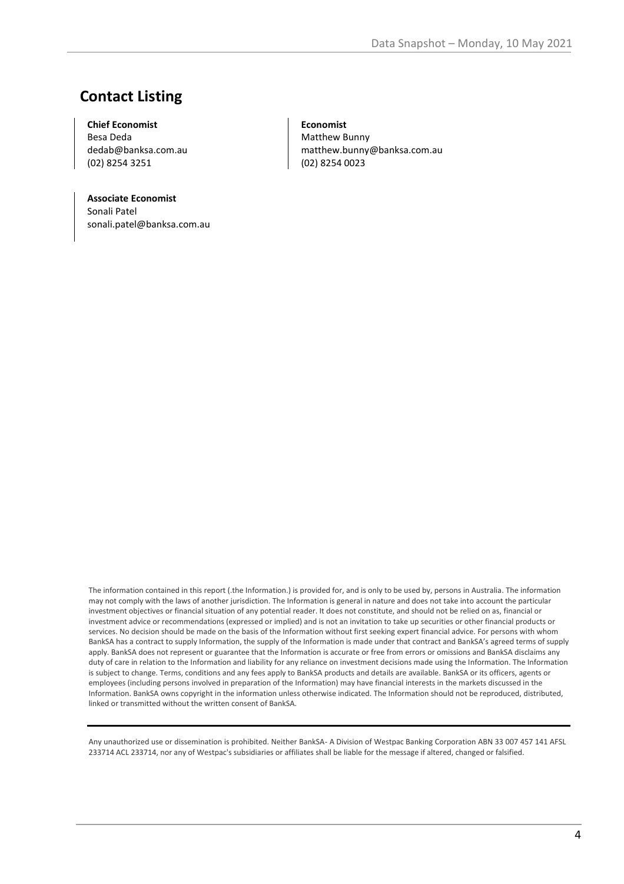## Contact Listing

**Chief Economist**
Besa Deda
dedab@banksa.com.au
(02) 8254 3251

**Economist**
Matthew Bunny
matthew.bunny@banksa.com.au
(02) 8254 0023

**Associate Economist**
Sonali Patel
sonali.patel@banksa.com.au

The information contained in this report (.the Information.) is provided for, and is only to be used by, persons in Australia. The information may not comply with the laws of another jurisdiction. The Information is general in nature and does not take into account the particular investment objectives or financial situation of any potential reader. It does not constitute, and should not be relied on as, financial or investment advice or recommendations (expressed or implied) and is not an invitation to take up securities or other financial products or services. No decision should be made on the basis of the Information without first seeking expert financial advice. For persons with whom BankSA has a contract to supply Information, the supply of the Information is made under that contract and BankSA's agreed terms of supply apply. BankSA does not represent or guarantee that the Information is accurate or free from errors or omissions and BankSA disclaims any duty of care in relation to the Information and liability for any reliance on investment decisions made using the Information. The Information is subject to change. Terms, conditions and any fees apply to BankSA products and details are available. BankSA or its officers, agents or employees (including persons involved in preparation of the Information) may have financial interests in the markets discussed in the Information. BankSA owns copyright in the information unless otherwise indicated. The Information should not be reproduced, distributed, linked or transmitted without the written consent of BankSA.

Any unauthorized use or dissemination is prohibited. Neither BankSA- A Division of Westpac Banking Corporation ABN 33 007 457 141 AFSL 233714 ACL 233714, nor any of Westpac's subsidiaries or affiliates shall be liable for the message if altered, changed or falsified.